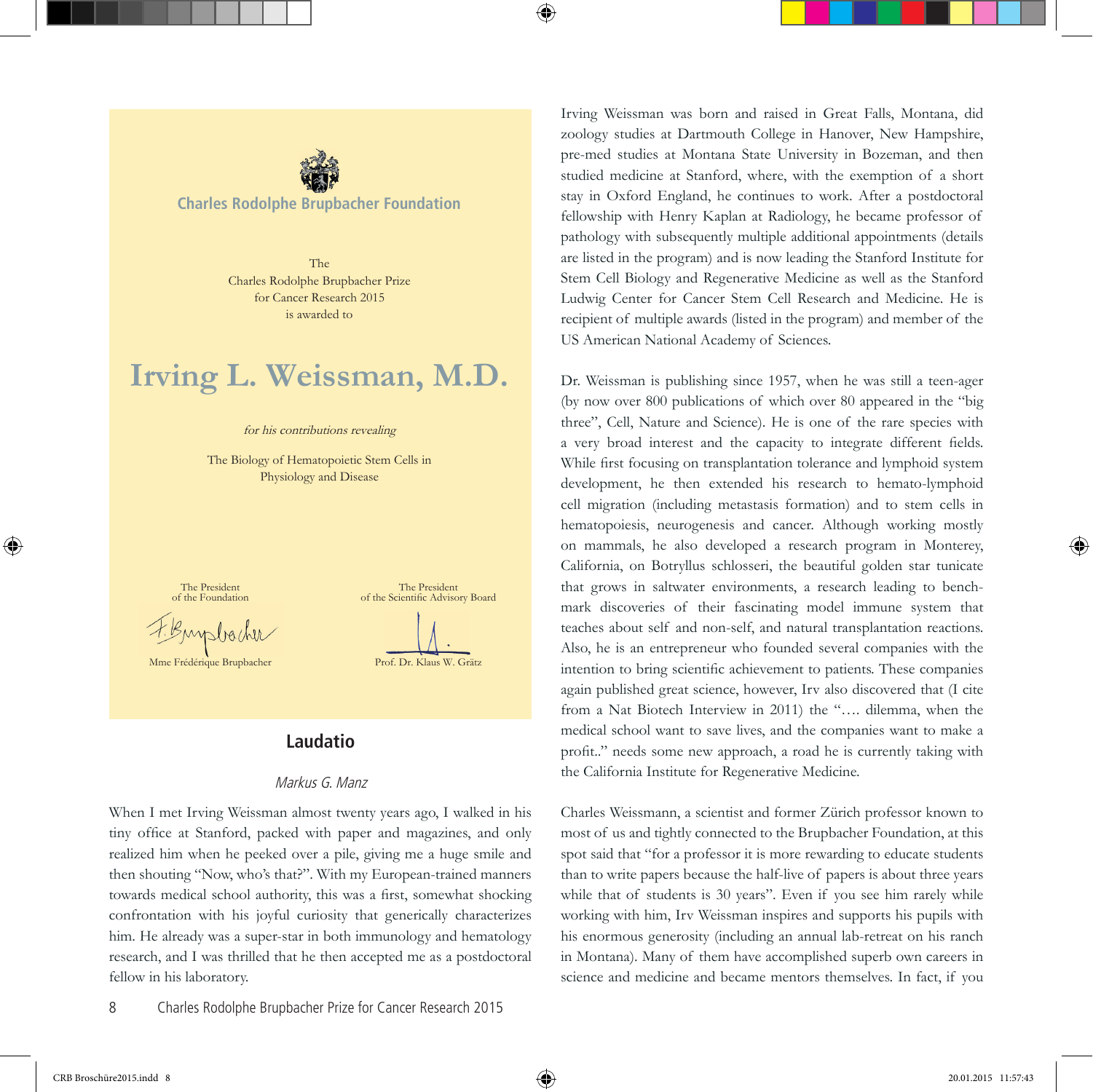Charles Rodolphe Brupbacher Foundation

The
Charles Rodolphe Brupbacher Prize
for Cancer Research 2015
is awarded to

# Irving L. Weissman, M.D.

*for his contributions revealing*

The Biology of Hematopoietic Stem Cells in
Physiology and Disease

The President
of the Foundation

Mme Frédérique Brupbacher

The President
of the Scientific Advisory Board

Prof. Dr. Klaus W. Grätz

## Laudatio

*Markus G. Manz*

When I met Irving Weissman almost twenty years ago, I walked in his tiny office at Stanford, packed with paper and magazines, and only realized him when he peeked over a pile, giving me a huge smile and then shouting "Now, who's that?". With my European-trained manners towards medical school authority, this was a first, somewhat shocking confrontation with his joyful curiosity that generically characterizes him. He already was a super-star in both immunology and hematology research, and I was thrilled that he then accepted me as a postdoctoral fellow in his laboratory.

Irving Weissman was born and raised in Great Falls, Montana, did zoology studies at Dartmouth College in Hanover, New Hampshire, pre-med studies at Montana State University in Bozeman, and then studied medicine at Stanford, where, with the exemption of a short stay in Oxford England, he continues to work. After a postdoctoral fellowship with Henry Kaplan at Radiology, he became professor of pathology with subsequently multiple additional appointments (details are listed in the program) and is now leading the Stanford Institute for Stem Cell Biology and Regenerative Medicine as well as the Stanford Ludwig Center for Cancer Stem Cell Research and Medicine. He is recipient of multiple awards (listed in the program) and member of the US American National Academy of Sciences.

Dr. Weissman is publishing since 1957, when he was still a teen-ager (by now over 800 publications of which over 80 appeared in the "big three", Cell, Nature and Science). He is one of the rare species with a very broad interest and the capacity to integrate different fields. While first focusing on transplantation tolerance and lymphoid system development, he then extended his research to hemato-lymphoid cell migration (including metastasis formation) and to stem cells in hematopoiesis, neurogenesis and cancer. Although working mostly on mammals, he also developed a research program in Monterey, California, on Botryllus schlosseri, the beautiful golden star tunicate that grows in saltwater environments, a research leading to bench-mark discoveries of their fascinating model immune system that teaches about self and non-self, and natural transplantation reactions. Also, he is an entrepreneur who founded several companies with the intention to bring scientific achievement to patients. These companies again published great science, however, Irv also discovered that (I cite from a Nat Biotech Interview in 2011) the "…. dilemma, when the medical school want to save lives, and the companies want to make a profit.." needs some new approach, a road he is currently taking with the California Institute for Regenerative Medicine.

Charles Weissmann, a scientist and former Zürich professor known to most of us and tightly connected to the Brupbacher Foundation, at this spot said that "for a professor it is more rewarding to educate students than to write papers because the half-live of papers is about three years while that of students is 30 years". Even if you see him rarely while working with him, Irv Weissman inspires and supports his pupils with his enormous generosity (including an annual lab-retreat on his ranch in Montana). Many of them have accomplished superb own careers in science and medicine and became mentors themselves. In fact, if you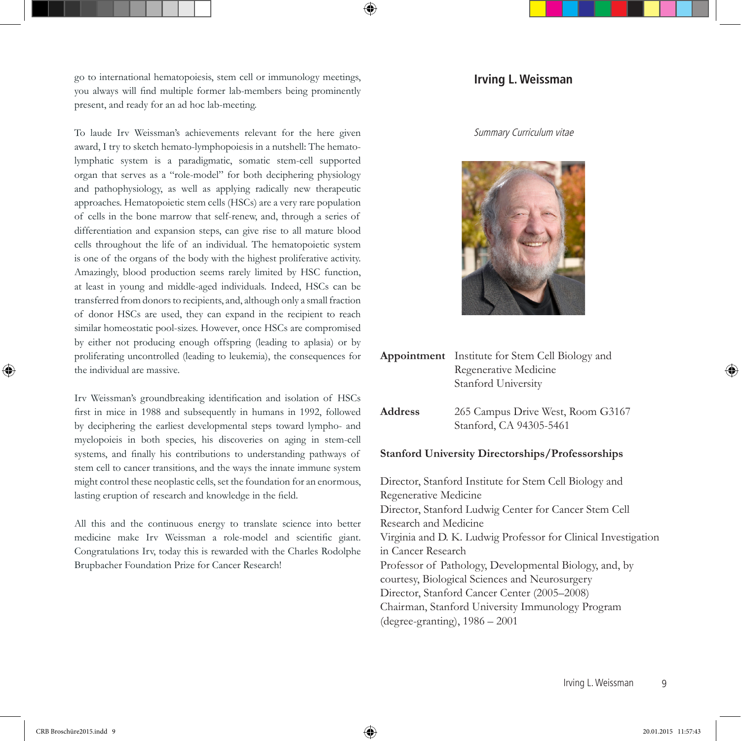go to international hematopoiesis, stem cell or immunology meetings, you always will find multiple former lab-members being prominently present, and ready for an ad hoc lab-meeting.

To laude Irv Weissman's achievements relevant for the here given award, I try to sketch hemato-lymphopoiesis in a nutshell: The hemato-lymphatic system is a paradigmatic, somatic stem-cell supported organ that serves as a "role-model" for both deciphering physiology and pathophysiology, as well as applying radically new therapeutic approaches. Hematopoietic stem cells (HSCs) are a very rare population of cells in the bone marrow that self-renew, and, through a series of differentiation and expansion steps, can give rise to all mature blood cells throughout the life of an individual. The hematopoietic system is one of the organs of the body with the highest proliferative activity. Amazingly, blood production seems rarely limited by HSC function, at least in young and middle-aged individuals. Indeed, HSCs can be transferred from donors to recipients, and, although only a small fraction of donor HSCs are used, they can expand in the recipient to reach similar homeostatic pool-sizes. However, once HSCs are compromised by either not producing enough offspring (leading to aplasia) or by proliferating uncontrolled (leading to leukemia), the consequences for the individual are massive.

Irv Weissman's groundbreaking identification and isolation of HSCs first in mice in 1988 and subsequently in humans in 1992, followed by deciphering the earliest developmental steps toward lympho- and myelopoieis in both species, his discoveries on aging in stem-cell systems, and finally his contributions to understanding pathways of stem cell to cancer transitions, and the ways the innate immune system might control these neoplastic cells, set the foundation for an enormous, lasting eruption of research and knowledge in the field.

All this and the continuous energy to translate science into better medicine make Irv Weissman a role-model and scientific giant. Congratulations Irv, today this is rewarded with the Charles Rodolphe Brupbacher Foundation Prize for Cancer Research!

## Irving L. Weissman

*Summary Curriculum vitae*

**Appointment** Institute for Stem Cell Biology and Regenerative Medicine
Stanford University

**Address** 265 Campus Drive West, Room G3167
Stanford, CA 94305-5461

**Stanford University Directorships/Professorships**

Director, Stanford Institute for Stem Cell Biology and Regenerative Medicine
Director, Stanford Ludwig Center for Cancer Stem Cell Research and Medicine
Virginia and D. K. Ludwig Professor for Clinical Investigation in Cancer Research
Professor of Pathology, Developmental Biology, and, by courtesy, Biological Sciences and Neurosurgery
Director, Stanford Cancer Center (2005–2008)
Chairman, Stanford University Immunology Program (degree-granting), 1986 – 2001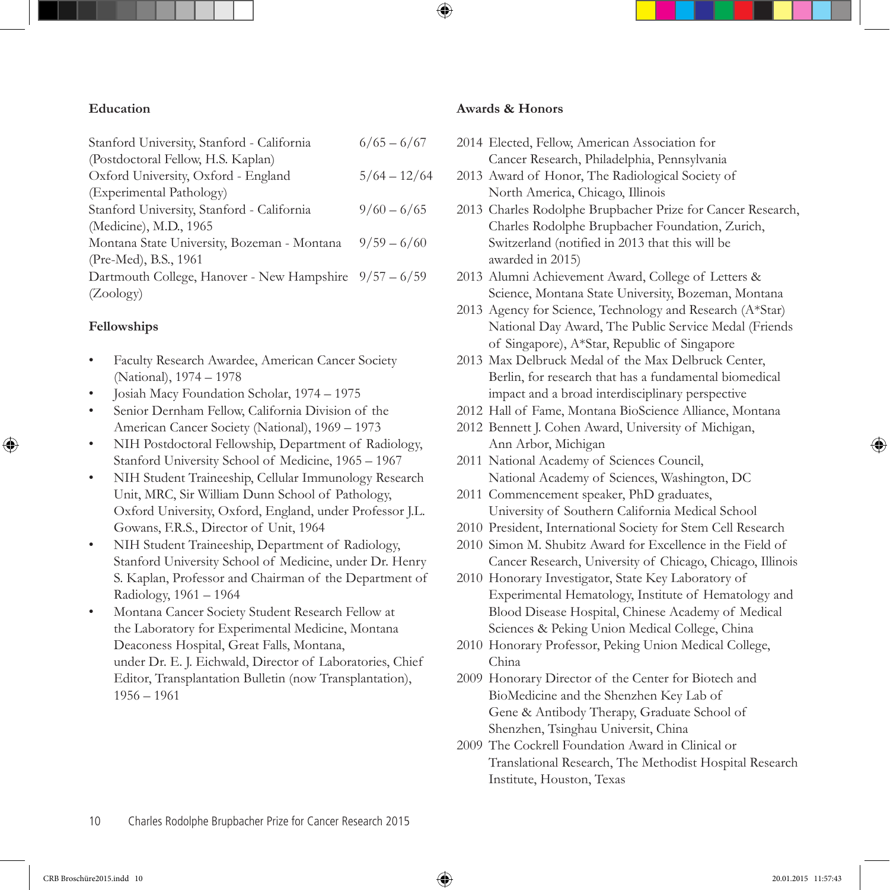## Education

Stanford University, Stanford - California (Postdoctoral Fellow, H.S. Kaplan) 6/65 – 6/67
Oxford University, Oxford - England (Experimental Pathology) 5/64 – 12/64
Stanford University, Stanford - California (Medicine), M.D., 1965 9/60 – 6/65
Montana State University, Bozeman - Montana (Pre-Med), B.S., 1961 9/59 – 6/60
Dartmouth College, Hanover - New Hampshire (Zoology) 9/57 – 6/59

## Fellowships

- Faculty Research Awardee, American Cancer Society (National), 1974 – 1978
- Josiah Macy Foundation Scholar, 1974 – 1975
- Senior Dernham Fellow, California Division of the American Cancer Society (National), 1969 – 1973
- NIH Postdoctoral Fellowship, Department of Radiology, Stanford University School of Medicine, 1965 – 1967
- NIH Student Traineeship, Cellular Immunology Research Unit, MRC, Sir William Dunn School of Pathology, Oxford University, Oxford, England, under Professor J.L. Gowans, F.R.S., Director of Unit, 1964
- NIH Student Traineeship, Department of Radiology, Stanford University School of Medicine, under Dr. Henry S. Kaplan, Professor and Chairman of the Department of Radiology, 1961 – 1964
- Montana Cancer Society Student Research Fellow at the Laboratory for Experimental Medicine, Montana Deaconess Hospital, Great Falls, Montana, under Dr. E. J. Eichwald, Director of Laboratories, Chief Editor, Transplantation Bulletin (now Transplantation), 1956 – 1961

## Awards & Honors

2014 Elected, Fellow, American Association for Cancer Research, Philadelphia, Pennsylvania
2013 Award of Honor, The Radiological Society of North America, Chicago, Illinois
2013 Charles Rodolphe Brupbacher Prize for Cancer Research, Charles Rodolphe Brupbacher Foundation, Zurich, Switzerland (notified in 2013 that this will be awarded in 2015)
2013 Alumni Achievement Award, College of Letters & Science, Montana State University, Bozeman, Montana
2013 Agency for Science, Technology and Research (A*Star) National Day Award, The Public Service Medal (Friends of Singapore), A*Star, Republic of Singapore
2013 Max Delbruck Medal of the Max Delbruck Center, Berlin, for research that has a fundamental biomedical impact and a broad interdisciplinary perspective
2012 Hall of Fame, Montana BioScience Alliance, Montana
2012 Bennett J. Cohen Award, University of Michigan, Ann Arbor, Michigan
2011 National Academy of Sciences Council, National Academy of Sciences, Washington, DC
2011 Commencement speaker, PhD graduates, University of Southern California Medical School
2010 President, International Society for Stem Cell Research
2010 Simon M. Shubitz Award for Excellence in the Field of Cancer Research, University of Chicago, Chicago, Illinois
2010 Honorary Investigator, State Key Laboratory of Experimental Hematology, Institute of Hematology and Blood Disease Hospital, Chinese Academy of Medical Sciences & Peking Union Medical College, China
2010 Honorary Professor, Peking Union Medical College, China
2009 Honorary Director of the Center for Biotech and BioMedicine and the Shenzhen Key Lab of Gene & Antibody Therapy, Graduate School of Shenzhen, Tsinghau Universit, China
2009 The Cockrell Foundation Award in Clinical or Translational Research, The Methodist Hospital Research Institute, Houston, Texas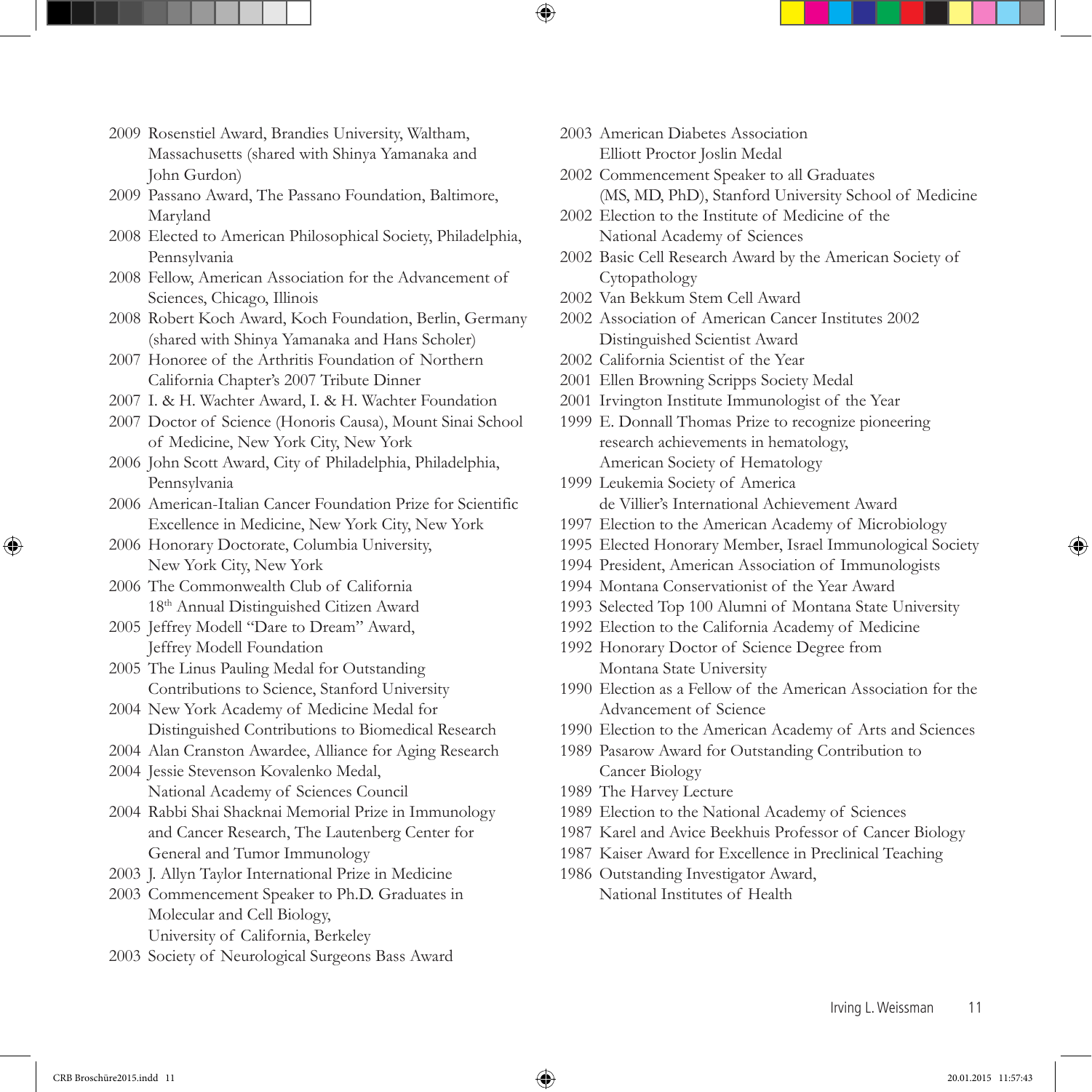2009 Rosenstiel Award, Brandies University, Waltham, Massachusetts (shared with Shinya Yamanaka and John Gurdon)
2009 Passano Award, The Passano Foundation, Baltimore, Maryland
2008 Elected to American Philosophical Society, Philadelphia, Pennsylvania
2008 Fellow, American Association for the Advancement of Sciences, Chicago, Illinois
2008 Robert Koch Award, Koch Foundation, Berlin, Germany (shared with Shinya Yamanaka and Hans Scholer)
2007 Honoree of the Arthritis Foundation of Northern California Chapter's 2007 Tribute Dinner
2007 I. & H. Wachter Award, I. & H. Wachter Foundation
2007 Doctor of Science (Honoris Causa), Mount Sinai School of Medicine, New York City, New York
2006 John Scott Award, City of Philadelphia, Philadelphia, Pennsylvania
2006 American-Italian Cancer Foundation Prize for Scientific Excellence in Medicine, New York City, New York
2006 Honorary Doctorate, Columbia University, New York City, New York
2006 The Commonwealth Club of California 18th Annual Distinguished Citizen Award
2005 Jeffrey Modell "Dare to Dream" Award, Jeffrey Modell Foundation
2005 The Linus Pauling Medal for Outstanding Contributions to Science, Stanford University
2004 New York Academy of Medicine Medal for Distinguished Contributions to Biomedical Research
2004 Alan Cranston Awardee, Alliance for Aging Research
2004 Jessie Stevenson Kovalenko Medal, National Academy of Sciences Council
2004 Rabbi Shai Shacknai Memorial Prize in Immunology and Cancer Research, The Lautenberg Center for General and Tumor Immunology
2003 J. Allyn Taylor International Prize in Medicine
2003 Commencement Speaker to Ph.D. Graduates in Molecular and Cell Biology, University of California, Berkeley
2003 Society of Neurological Surgeons Bass Award
2003 American Diabetes Association Elliott Proctor Joslin Medal
2002 Commencement Speaker to all Graduates (MS, MD, PhD), Stanford University School of Medicine
2002 Election to the Institute of Medicine of the National Academy of Sciences
2002 Basic Cell Research Award by the American Society of Cytopathology
2002 Van Bekkum Stem Cell Award
2002 Association of American Cancer Institutes 2002 Distinguished Scientist Award
2002 California Scientist of the Year
2001 Ellen Browning Scripps Society Medal
2001 Irvington Institute Immunologist of the Year
1999 E. Donnall Thomas Prize to recognize pioneering research achievements in hematology, American Society of Hematology
1999 Leukemia Society of America de Villier's International Achievement Award
1997 Election to the American Academy of Microbiology
1995 Elected Honorary Member, Israel Immunological Society
1994 President, American Association of Immunologists
1994 Montana Conservationist of the Year Award
1993 Selected Top 100 Alumni of Montana State University
1992 Election to the California Academy of Medicine
1992 Honorary Doctor of Science Degree from Montana State University
1990 Election as a Fellow of the American Association for the Advancement of Science
1990 Election to the American Academy of Arts and Sciences
1989 Pasarow Award for Outstanding Contribution to Cancer Biology
1989 The Harvey Lecture
1989 Election to the National Academy of Sciences
1987 Karel and Avice Beekhuis Professor of Cancer Biology
1987 Kaiser Award for Excellence in Preclinical Teaching
1986 Outstanding Investigator Award, National Institutes of Health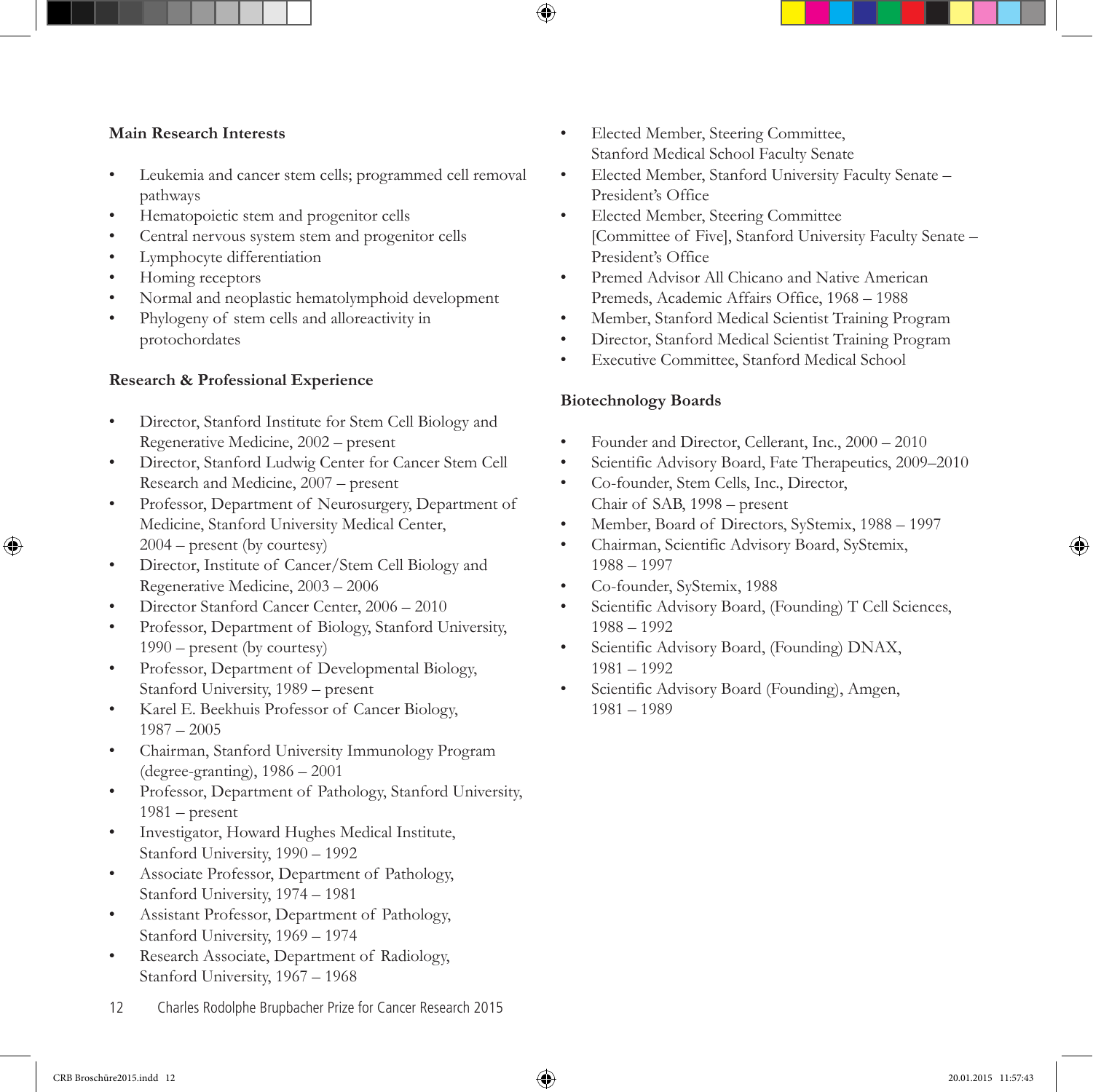### Main Research Interests

- Leukemia and cancer stem cells; programmed cell removal pathways
- Hematopoietic stem and progenitor cells
- Central nervous system stem and progenitor cells
- Lymphocyte differentiation
- Homing receptors
- Normal and neoplastic hematolymphoid development
- Phylogeny of stem cells and alloreactivity in protochordates

### Research & Professional Experience

- Director, Stanford Institute for Stem Cell Biology and Regenerative Medicine, 2002 – present
- Director, Stanford Ludwig Center for Cancer Stem Cell Research and Medicine, 2007 – present
- Professor, Department of Neurosurgery, Department of Medicine, Stanford University Medical Center, 2004 – present (by courtesy)
- Director, Institute of Cancer/Stem Cell Biology and Regenerative Medicine, 2003 – 2006
- Director Stanford Cancer Center, 2006 – 2010
- Professor, Department of Biology, Stanford University, 1990 – present (by courtesy)
- Professor, Department of Developmental Biology, Stanford University, 1989 – present
- Karel E. Beekhuis Professor of Cancer Biology, 1987 – 2005
- Chairman, Stanford University Immunology Program (degree-granting), 1986 – 2001
- Professor, Department of Pathology, Stanford University, 1981 – present
- Investigator, Howard Hughes Medical Institute, Stanford University, 1990 – 1992
- Associate Professor, Department of Pathology, Stanford University, 1974 – 1981
- Assistant Professor, Department of Pathology, Stanford University, 1969 – 1974
- Research Associate, Department of Radiology, Stanford University, 1967 – 1968
- Elected Member, Steering Committee, Stanford Medical School Faculty Senate
- Elected Member, Stanford University Faculty Senate – President's Office
- Elected Member, Steering Committee [Committee of Five], Stanford University Faculty Senate – President's Office
- Premed Advisor All Chicano and Native American Premeds, Academic Affairs Office, 1968 – 1988
- Member, Stanford Medical Scientist Training Program
- Director, Stanford Medical Scientist Training Program
- Executive Committee, Stanford Medical School

### Biotechnology Boards

- Founder and Director, Cellerant, Inc., 2000 – 2010
- Scientific Advisory Board, Fate Therapeutics, 2009–2010
- Co-founder, Stem Cells, Inc., Director, Chair of SAB, 1998 – present
- Member, Board of Directors, SyStemix, 1988 – 1997
- Chairman, Scientific Advisory Board, SyStemix, 1988 – 1997
- Co-founder, SyStemix, 1988
- Scientific Advisory Board, (Founding) T Cell Sciences, 1988 – 1992
- Scientific Advisory Board, (Founding) DNAX, 1981 – 1992
- Scientific Advisory Board (Founding), Amgen, 1981 – 1989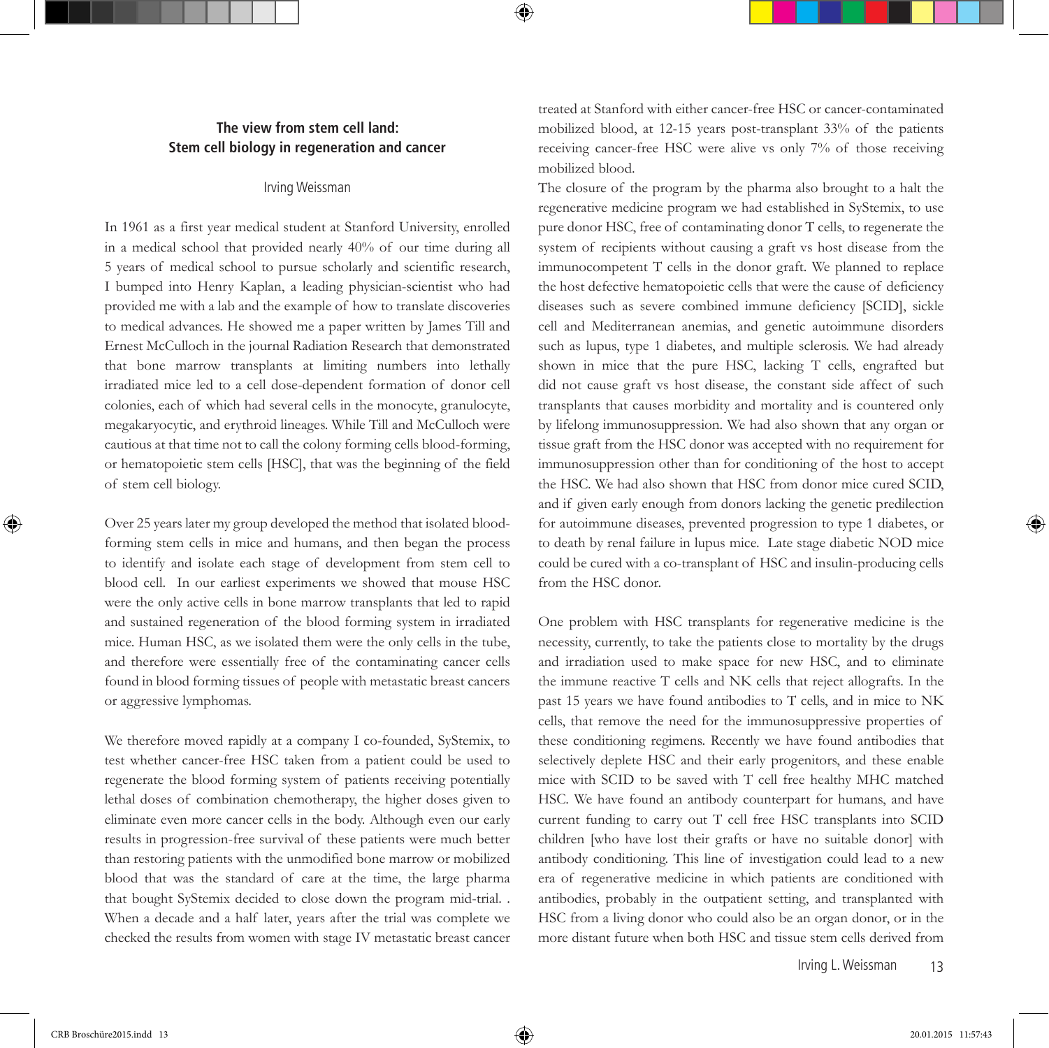## The view from stem cell land: Stem cell biology in regeneration and cancer

Irving Weissman

In 1961 as a first year medical student at Stanford University, enrolled in a medical school that provided nearly 40% of our time during all 5 years of medical school to pursue scholarly and scientific research, I bumped into Henry Kaplan, a leading physician-scientist who had provided me with a lab and the example of how to translate discoveries to medical advances. He showed me a paper written by James Till and Ernest McCulloch in the journal Radiation Research that demonstrated that bone marrow transplants at limiting numbers into lethally irradiated mice led to a cell dose-dependent formation of donor cell colonies, each of which had several cells in the monocyte, granulocyte, megakaryocytic, and erythroid lineages. While Till and McCulloch were cautious at that time not to call the colony forming cells blood-forming, or hematopoietic stem cells [HSC], that was the beginning of the field of stem cell biology.

Over 25 years later my group developed the method that isolated blood-forming stem cells in mice and humans, and then began the process to identify and isolate each stage of development from stem cell to blood cell. In our earliest experiments we showed that mouse HSC were the only active cells in bone marrow transplants that led to rapid and sustained regeneration of the blood forming system in irradiated mice. Human HSC, as we isolated them were the only cells in the tube, and therefore were essentially free of the contaminating cancer cells found in blood forming tissues of people with metastatic breast cancers or aggressive lymphomas.

We therefore moved rapidly at a company I co-founded, SyStemix, to test whether cancer-free HSC taken from a patient could be used to regenerate the blood forming system of patients receiving potentially lethal doses of combination chemotherapy, the higher doses given to eliminate even more cancer cells in the body. Although even our early results in progression-free survival of these patients were much better than restoring patients with the unmodified bone marrow or mobilized blood that was the standard of care at the time, the large pharma that bought SyStemix decided to close down the program mid-trial. . When a decade and a half later, years after the trial was complete we checked the results from women with stage IV metastatic breast cancer treated at Stanford with either cancer-free HSC or cancer-contaminated mobilized blood, at 12-15 years post-transplant 33% of the patients receiving cancer-free HSC were alive vs only 7% of those receiving mobilized blood.

The closure of the program by the pharma also brought to a halt the regenerative medicine program we had established in SyStemix, to use pure donor HSC, free of contaminating donor T cells, to regenerate the system of recipients without causing a graft vs host disease from the immunocompetent T cells in the donor graft. We planned to replace the host defective hematopoietic cells that were the cause of deficiency diseases such as severe combined immune deficiency [SCID], sickle cell and Mediterranean anemias, and genetic autoimmune disorders such as lupus, type 1 diabetes, and multiple sclerosis. We had already shown in mice that the pure HSC, lacking T cells, engrafted but did not cause graft vs host disease, the constant side affect of such transplants that causes morbidity and mortality and is countered only by lifelong immunosuppression. We had also shown that any organ or tissue graft from the HSC donor was accepted with no requirement for immunosuppression other than for conditioning of the host to accept the HSC. We had also shown that HSC from donor mice cured SCID, and if given early enough from donors lacking the genetic predilection for autoimmune diseases, prevented progression to type 1 diabetes, or to death by renal failure in lupus mice. Late stage diabetic NOD mice could be cured with a co-transplant of HSC and insulin-producing cells from the HSC donor.

One problem with HSC transplants for regenerative medicine is the necessity, currently, to take the patients close to mortality by the drugs and irradiation used to make space for new HSC, and to eliminate the immune reactive T cells and NK cells that reject allografts. In the past 15 years we have found antibodies to T cells, and in mice to NK cells, that remove the need for the immunosuppressive properties of these conditioning regimens. Recently we have found antibodies that selectively deplete HSC and their early progenitors, and these enable mice with SCID to be saved with T cell free healthy MHC matched HSC. We have found an antibody counterpart for humans, and have current funding to carry out T cell free HSC transplants into SCID children [who have lost their grafts or have no suitable donor] with antibody conditioning. This line of investigation could lead to a new era of regenerative medicine in which patients are conditioned with antibodies, probably in the outpatient setting, and transplanted with HSC from a living donor who could also be an organ donor, or in the more distant future when both HSC and tissue stem cells derived from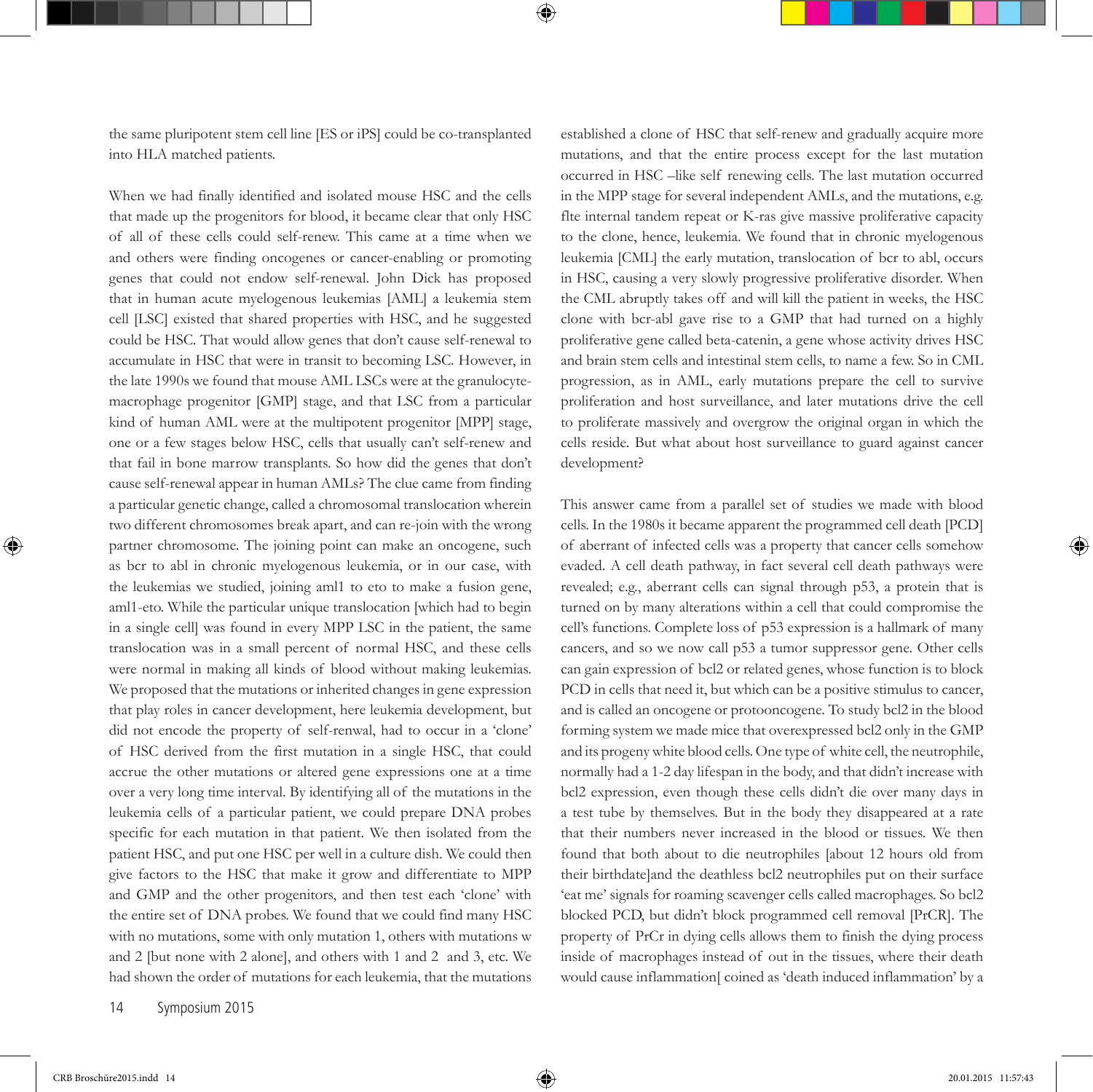the same pluripotent stem cell line [ES or iPS] could be co-transplanted into HLA matched patients.

When we had finally identified and isolated mouse HSC and the cells that made up the progenitors for blood, it became clear that only HSC of all of these cells could self-renew. This came at a time when we and others were finding oncogenes or cancer-enabling or promoting genes that could not endow self-renewal. John Dick has proposed that in human acute myelogenous leukemias [AML] a leukemia stem cell [LSC] existed that shared properties with HSC, and he suggested could be HSC. That would allow genes that don't cause self-renewal to accumulate in HSC that were in transit to becoming LSC. However, in the late 1990s we found that mouse AML LSCs were at the granulocyte-macrophage progenitor [GMP] stage, and that LSC from a particular kind of human AML were at the multipotent progenitor [MPP] stage, one or a few stages below HSC, cells that usually can't self-renew and that fail in bone marrow transplants. So how did the genes that don't cause self-renewal appear in human AMLs? The clue came from finding a particular genetic change, called a chromosomal translocation wherein two different chromosomes break apart, and can re-join with the wrong partner chromosome. The joining point can make an oncogene, such as bcr to abl in chronic myelogenous leukemia, or in our case, with the leukemias we studied, joining aml1 to eto to make a fusion gene, aml1-eto. While the particular unique translocation [which had to begin in a single cell] was found in every MPP LSC in the patient, the same translocation was in a small percent of normal HSC, and these cells were normal in making all kinds of blood without making leukemias. We proposed that the mutations or inherited changes in gene expression that play roles in cancer development, here leukemia development, but did not encode the property of self-renwal, had to occur in a 'clone' of HSC derived from the first mutation in a single HSC, that could accrue the other mutations or altered gene expressions one at a time over a very long time interval. By identifying all of the mutations in the leukemia cells of a particular patient, we could prepare DNA probes specific for each mutation in that patient. We then isolated from the patient HSC, and put one HSC per well in a culture dish. We could then give factors to the HSC that make it grow and differentiate to MPP and GMP and the other progenitors, and then test each 'clone' with the entire set of DNA probes. We found that we could find many HSC with no mutations, some with only mutation 1, others with mutations w and 2 [but none with 2 alone], and others with 1 and 2 and 3, etc. We had shown the order of mutations for each leukemia, that the mutations established a clone of HSC that self-renew and gradually acquire more mutations, and that the entire process except for the last mutation occurred in HSC –like self renewing cells. The last mutation occurred in the MPP stage for several independent AMLs, and the mutations, e.g. flte internal tandem repeat or K-ras give massive proliferative capacity to the clone, hence, leukemia. We found that in chronic myelogenous leukemia [CML] the early mutation, translocation of bcr to abl, occurs in HSC, causing a very slowly progressive proliferative disorder. When the CML abruptly takes off and will kill the patient in weeks, the HSC clone with bcr-abl gave rise to a GMP that had turned on a highly proliferative gene called beta-catenin, a gene whose activity drives HSC and brain stem cells and intestinal stem cells, to name a few. So in CML progression, as in AML, early mutations prepare the cell to survive proliferation and host surveillance, and later mutations drive the cell to proliferate massively and overgrow the original organ in which the cells reside. But what about host surveillance to guard against cancer development?

This answer came from a parallel set of studies we made with blood cells. In the 1980s it became apparent the programmed cell death [PCD] of aberrant of infected cells was a property that cancer cells somehow evaded. A cell death pathway, in fact several cell death pathways were revealed; e.g., aberrant cells can signal through p53, a protein that is turned on by many alterations within a cell that could compromise the cell's functions. Complete loss of p53 expression is a hallmark of many cancers, and so we now call p53 a tumor suppressor gene. Other cells can gain expression of bcl2 or related genes, whose function is to block PCD in cells that need it, but which can be a positive stimulus to cancer, and is called an oncogene or protooncogene. To study bcl2 in the blood forming system we made mice that overexpressed bcl2 only in the GMP and its progeny white blood cells. One type of white cell, the neutrophile, normally had a 1-2 day lifespan in the body, and that didn't increase with bcl2 expression, even though these cells didn't die over many days in a test tube by themselves. But in the body they disappeared at a rate that their numbers never increased in the blood or tissues. We then found that both about to die neutrophiles [about 12 hours old from their birthdate]and the deathless bcl2 neutrophiles put on their surface 'eat me' signals for roaming scavenger cells called macrophages. So bcl2 blocked PCD, but didn't block programmed cell removal [PrCR]. The property of PrCr in dying cells allows them to finish the dying process inside of macrophages instead of out in the tissues, where their death would cause inflammation[ coined as 'death induced inflammation' by a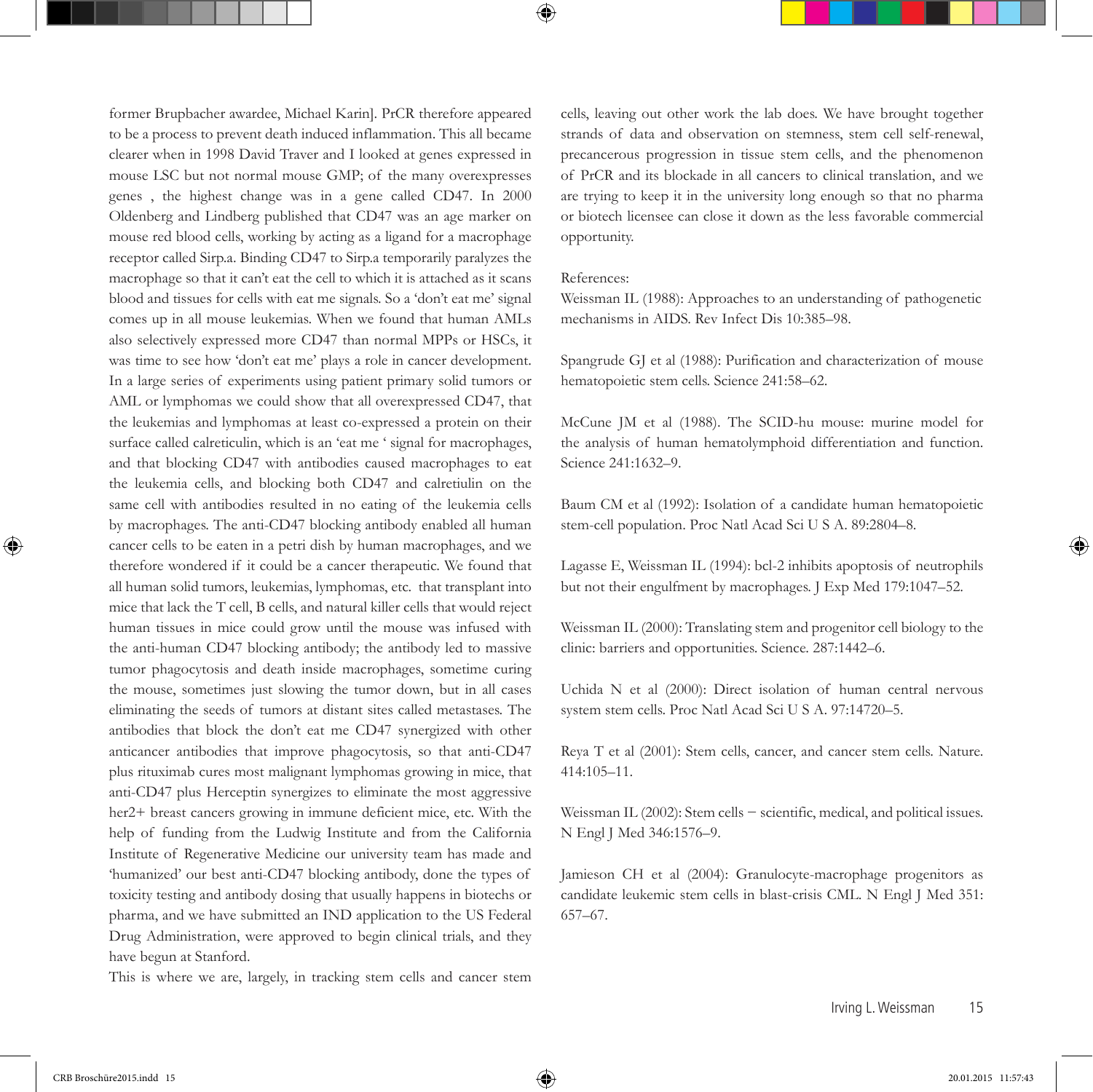former Brupbacher awardee, Michael Karin]. PrCR therefore appeared to be a process to prevent death induced inflammation. This all became clearer when in 1998 David Traver and I looked at genes expressed in mouse LSC but not normal mouse GMP; of the many overexpresses genes , the highest change was in a gene called CD47. In 2000 Oldenberg and Lindberg published that CD47 was an age marker on mouse red blood cells, working by acting as a ligand for a macrophage receptor called Sirp.a. Binding CD47 to Sirp.a temporarily paralyzes the macrophage so that it can't eat the cell to which it is attached as it scans blood and tissues for cells with eat me signals. So a 'don't eat me' signal comes up in all mouse leukemias. When we found that human AMLs also selectively expressed more CD47 than normal MPPs or HSCs, it was time to see how 'don't eat me' plays a role in cancer development. In a large series of experiments using patient primary solid tumors or AML or lymphomas we could show that all overexpressed CD47, that the leukemias and lymphomas at least co-expressed a protein on their surface called calreticulin, which is an 'eat me ' signal for macrophages, and that blocking CD47 with antibodies caused macrophages to eat the leukemia cells, and blocking both CD47 and calretiulin on the same cell with antibodies resulted in no eating of the leukemia cells by macrophages. The anti-CD47 blocking antibody enabled all human cancer cells to be eaten in a petri dish by human macrophages, and we therefore wondered if it could be a cancer therapeutic. We found that all human solid tumors, leukemias, lymphomas, etc. that transplant into mice that lack the T cell, B cells, and natural killer cells that would reject human tissues in mice could grow until the mouse was infused with the anti-human CD47 blocking antibody; the antibody led to massive tumor phagocytosis and death inside macrophages, sometime curing the mouse, sometimes just slowing the tumor down, but in all cases eliminating the seeds of tumors at distant sites called metastases. The antibodies that block the don't eat me CD47 synergized with other anticancer antibodies that improve phagocytosis, so that anti-CD47 plus rituximab cures most malignant lymphomas growing in mice, that anti-CD47 plus Herceptin synergizes to eliminate the most aggressive her2+ breast cancers growing in immune deficient mice, etc. With the help of funding from the Ludwig Institute and from the California Institute of Regenerative Medicine our university team has made and 'humanized' our best anti-CD47 blocking antibody, done the types of toxicity testing and antibody dosing that usually happens in biotechs or pharma, and we have submitted an IND application to the US Federal Drug Administration, were approved to begin clinical trials, and they have begun at Stanford.

This is where we are, largely, in tracking stem cells and cancer stem cells, leaving out other work the lab does. We have brought together strands of data and observation on stemness, stem cell self-renewal, precancerous progression in tissue stem cells, and the phenomenon of PrCR and its blockade in all cancers to clinical translation, and we are trying to keep it in the university long enough so that no pharma or biotech licensee can close it down as the less favorable commercial opportunity.

References:

Weissman IL (1988): Approaches to an understanding of pathogenetic mechanisms in AIDS. Rev Infect Dis 10:385–98.

Spangrude GJ et al (1988): Purification and characterization of mouse hematopoietic stem cells. Science 241:58–62.

McCune JM et al (1988). The SCID-hu mouse: murine model for the analysis of human hematolymphoid differentiation and function. Science 241:1632–9.

Baum CM et al (1992): Isolation of a candidate human hematopoietic stem-cell population. Proc Natl Acad Sci U S A. 89:2804–8.

Lagasse E, Weissman IL (1994): bcl-2 inhibits apoptosis of neutrophils but not their engulfment by macrophages. J Exp Med 179:1047–52.

Weissman IL (2000): Translating stem and progenitor cell biology to the clinic: barriers and opportunities. Science. 287:1442–6.

Uchida N et al (2000): Direct isolation of human central nervous system stem cells. Proc Natl Acad Sci U S A. 97:14720–5.

Reya T et al (2001): Stem cells, cancer, and cancer stem cells. Nature. 414:105–11.

Weissman IL (2002): Stem cells – scientific, medical, and political issues. N Engl J Med 346:1576–9.

Jamieson CH et al (2004): Granulocyte-macrophage progenitors as candidate leukemic stem cells in blast-crisis CML. N Engl J Med 351: 657–67.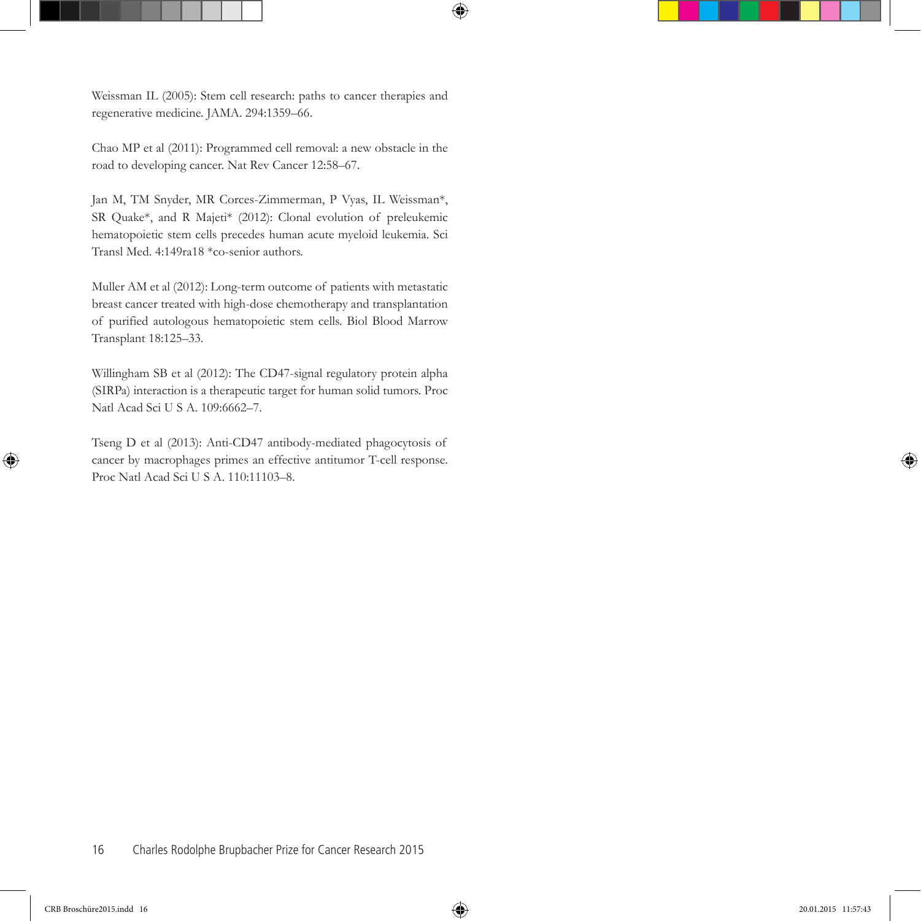Weissman IL (2005): Stem cell research: paths to cancer therapies and regenerative medicine. JAMA. 294:1359–66.

Chao MP et al (2011): Programmed cell removal: a new obstacle in the road to developing cancer. Nat Rev Cancer 12:58–67.

Jan M, TM Snyder, MR Corces-Zimmerman, P Vyas, IL Weissman*, SR Quake*, and R Majeti* (2012): Clonal evolution of preleukemic hematopoietic stem cells precedes human acute myeloid leukemia. Sci Transl Med. 4:149ra18 *co-senior authors.

Muller AM et al (2012): Long-term outcome of patients with metastatic breast cancer treated with high-dose chemotherapy and transplantation of purified autologous hematopoietic stem cells. Biol Blood Marrow Transplant 18:125–33.

Willingham SB et al (2012): The CD47-signal regulatory protein alpha (SIRPa) interaction is a therapeutic target for human solid tumors. Proc Natl Acad Sci U S A. 109:6662–7.

Tseng D et al (2013): Anti-CD47 antibody-mediated phagocytosis of cancer by macrophages primes an effective antitumor T-cell response. Proc Natl Acad Sci U S A. 110:11103–8.